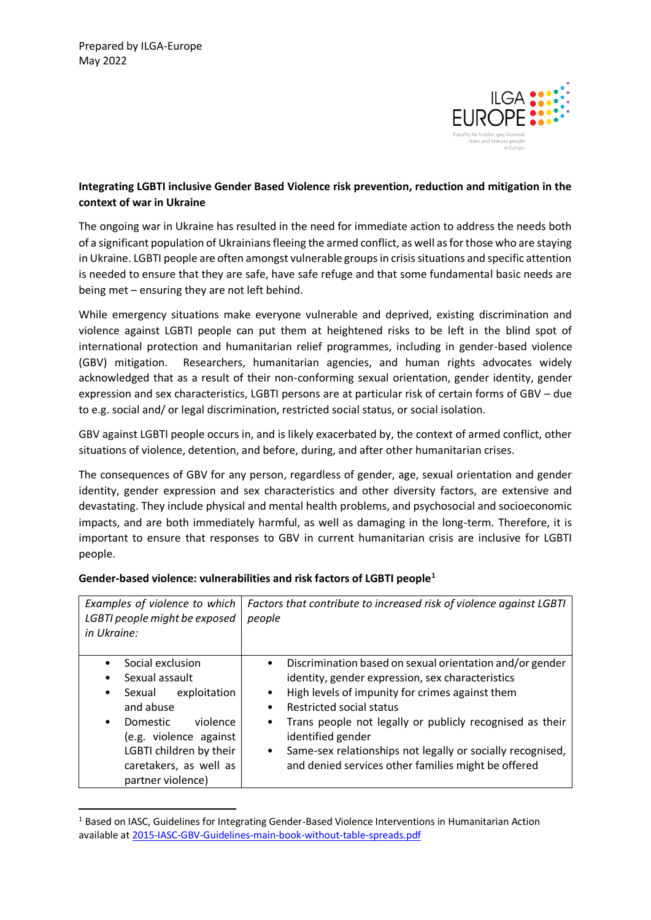Prepared by ILGA-Europe
May 2022

**Integrating LGBTI inclusive Gender Based Violence risk prevention, reduction and mitigation in the context of war in Ukraine**

The ongoing war in Ukraine has resulted in the need for immediate action to address the needs both of a significant population of Ukrainians fleeing the armed conflict, as well as for those who are staying in Ukraine. LGBTI people are often amongst vulnerable groups in crisis situations and specific attention is needed to ensure that they are safe, have safe refuge and that some fundamental basic needs are being met – ensuring they are not left behind.

While emergency situations make everyone vulnerable and deprived, existing discrimination and violence against LGBTI people can put them at heightened risks to be left in the blind spot of international protection and humanitarian relief programmes, including in gender-based violence (GBV) mitigation. Researchers, humanitarian agencies, and human rights advocates widely acknowledged that as a result of their non-conforming sexual orientation, gender identity, gender expression and sex characteristics, LGBTI persons are at particular risk of certain forms of GBV – due to e.g. social and/ or legal discrimination, restricted social status, or social isolation.

GBV against LGBTI people occurs in, and is likely exacerbated by, the context of armed conflict, other situations of violence, detention, and before, during, and after other humanitarian crises.

The consequences of GBV for any person, regardless of gender, age, sexual orientation and gender identity, gender expression and sex characteristics and other diversity factors, are extensive and devastating. They include physical and mental health problems, and psychosocial and socioeconomic impacts, and are both immediately harmful, as well as damaging in the long-term. Therefore, it is important to ensure that responses to GBV in current humanitarian crisis are inclusive for LGBTI people.

**Gender-based violence: vulnerabilities and risk factors of LGBTI people**[1]

| *Examples of violence to which LGBTI people might be exposed in Ukraine:* | *Factors that contribute to increased risk of violence against LGBTI people* |
|---|---|
| • Social exclusion<br>• Sexual assault<br>• Sexual exploitation and abuse<br>• Domestic violence (e.g. violence against LGBTI children by their caretakers, as well as partner violence) | • Discrimination based on sexual orientation and/or gender identity, gender expression, sex characteristics<br>• High levels of impunity for crimes against them<br>• Restricted social status<br>• Trans people not legally or publicly recognised as their identified gender<br>• Same-sex relationships not legally or socially recognised, and denied services other families might be offered |

[1] Based on IASC, Guidelines for Integrating Gender-Based Violence Interventions in Humanitarian Action available at [2015-IASC-GBV-Guidelines-main-book-without-table-spreads.pdf](2015-IASC-GBV-Guidelines-main-book-without-table-spreads.pdf)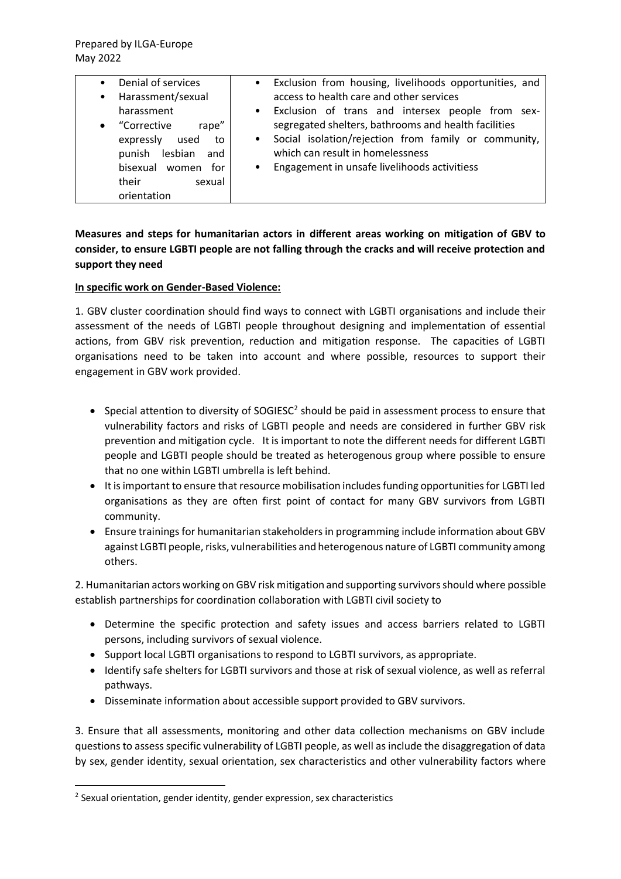| • Denial of services<br>• Harassment/sexual harassment<br>• "Corrective rape" expressly used to punish lesbian and bisexual women for their sexual orientation | • Exclusion from housing, livelihoods opportunities, and access to health care and other services<br>• Exclusion of trans and intersex people from sex-segregated shelters, bathrooms and health facilities<br>• Social isolation/rejection from family or community, which can result in homelessness<br>• Engagement in unsafe livelihoods activitiess |
|---|---|

**Measures and steps for humanitarian actors in different areas working on mitigation of GBV to consider, to ensure LGBTI people are not falling through the cracks and will receive protection and support they need**

**In specific work on Gender-Based Violence:**

1. GBV cluster coordination should find ways to connect with LGBTI organisations and include their assessment of the needs of LGBTI people throughout designing and implementation of essential actions, from GBV risk prevention, reduction and mitigation response. The capacities of LGBTI organisations need to be taken into account and where possible, resources to support their engagement in GBV work provided.

- Special attention to diversity of SOGIESC[2] should be paid in assessment process to ensure that vulnerability factors and risks of LGBTI people and needs are considered in further GBV risk prevention and mitigation cycle. It is important to note the different needs for different LGBTI people and LGBTI people should be treated as heterogenous group where possible to ensure that no one within LGBTI umbrella is left behind.
- It is important to ensure that resource mobilisation includes funding opportunities for LGBTI led organisations as they are often first point of contact for many GBV survivors from LGBTI community.
- Ensure trainings for humanitarian stakeholders in programming include information about GBV against LGBTI people, risks, vulnerabilities and heterogenous nature of LGBTI community among others.

2. Humanitarian actors working on GBV risk mitigation and supporting survivors should where possible establish partnerships for coordination collaboration with LGBTI civil society to

- Determine the specific protection and safety issues and access barriers related to LGBTI persons, including survivors of sexual violence.
- Support local LGBTI organisations to respond to LGBTI survivors, as appropriate.
- Identify safe shelters for LGBTI survivors and those at risk of sexual violence, as well as referral pathways.
- Disseminate information about accessible support provided to GBV survivors.

3. Ensure that all assessments, monitoring and other data collection mechanisms on GBV include questions to assess specific vulnerability of LGBTI people, as well as include the disaggregation of data by sex, gender identity, sexual orientation, sex characteristics and other vulnerability factors where

[2] Sexual orientation, gender identity, gender expression, sex characteristics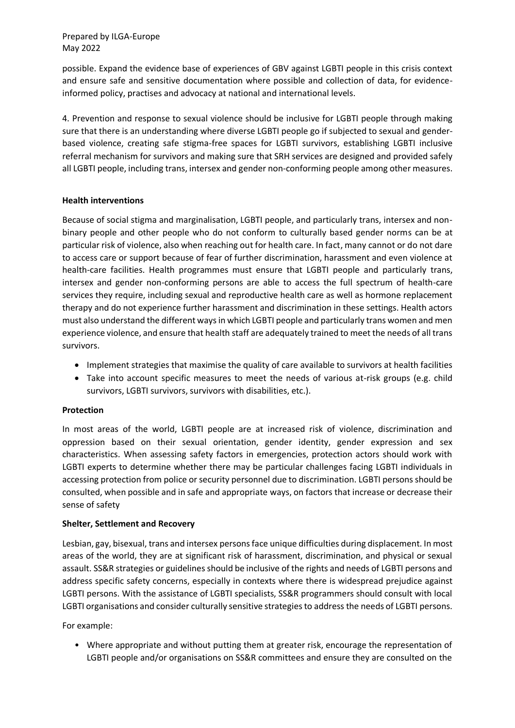possible. Expand the evidence base of experiences of GBV against LGBTI people in this crisis context and ensure safe and sensitive documentation where possible and collection of data, for evidence-informed policy, practises and advocacy at national and international levels.

4. Prevention and response to sexual violence should be inclusive for LGBTI people through making sure that there is an understanding where diverse LGBTI people go if subjected to sexual and gender-based violence, creating safe stigma-free spaces for LGBTI survivors, establishing LGBTI inclusive referral mechanism for survivors and making sure that SRH services are designed and provided safely all LGBTI people, including trans, intersex and gender non-conforming people among other measures.

**Health interventions**

Because of social stigma and marginalisation, LGBTI people, and particularly trans, intersex and non-binary people and other people who do not conform to culturally based gender norms can be at particular risk of violence, also when reaching out for health care. In fact, many cannot or do not dare to access care or support because of fear of further discrimination, harassment and even violence at health-care facilities. Health programmes must ensure that LGBTI people and particularly trans, intersex and gender non-conforming persons are able to access the full spectrum of health-care services they require, including sexual and reproductive health care as well as hormone replacement therapy and do not experience further harassment and discrimination in these settings. Health actors must also understand the different ways in which LGBTI people and particularly trans women and men experience violence, and ensure that health staff are adequately trained to meet the needs of all trans survivors.

- Implement strategies that maximise the quality of care available to survivors at health facilities
- Take into account specific measures to meet the needs of various at-risk groups (e.g. child survivors, LGBTI survivors, survivors with disabilities, etc.).

**Protection**

In most areas of the world, LGBTI people are at increased risk of violence, discrimination and oppression based on their sexual orientation, gender identity, gender expression and sex characteristics. When assessing safety factors in emergencies, protection actors should work with LGBTI experts to determine whether there may be particular challenges facing LGBTI individuals in accessing protection from police or security personnel due to discrimination. LGBTI persons should be consulted, when possible and in safe and appropriate ways, on factors that increase or decrease their sense of safety

**Shelter, Settlement and Recovery**

Lesbian, gay, bisexual, trans and intersex persons face unique difficulties during displacement. In most areas of the world, they are at significant risk of harassment, discrimination, and physical or sexual assault. SS&R strategies or guidelines should be inclusive of the rights and needs of LGBTI persons and address specific safety concerns, especially in contexts where there is widespread prejudice against LGBTI persons. With the assistance of LGBTI specialists, SS&R programmers should consult with local LGBTI organisations and consider culturally sensitive strategies to address the needs of LGBTI persons.

For example:

- Where appropriate and without putting them at greater risk, encourage the representation of LGBTI people and/or organisations on SS&R committees and ensure they are consulted on the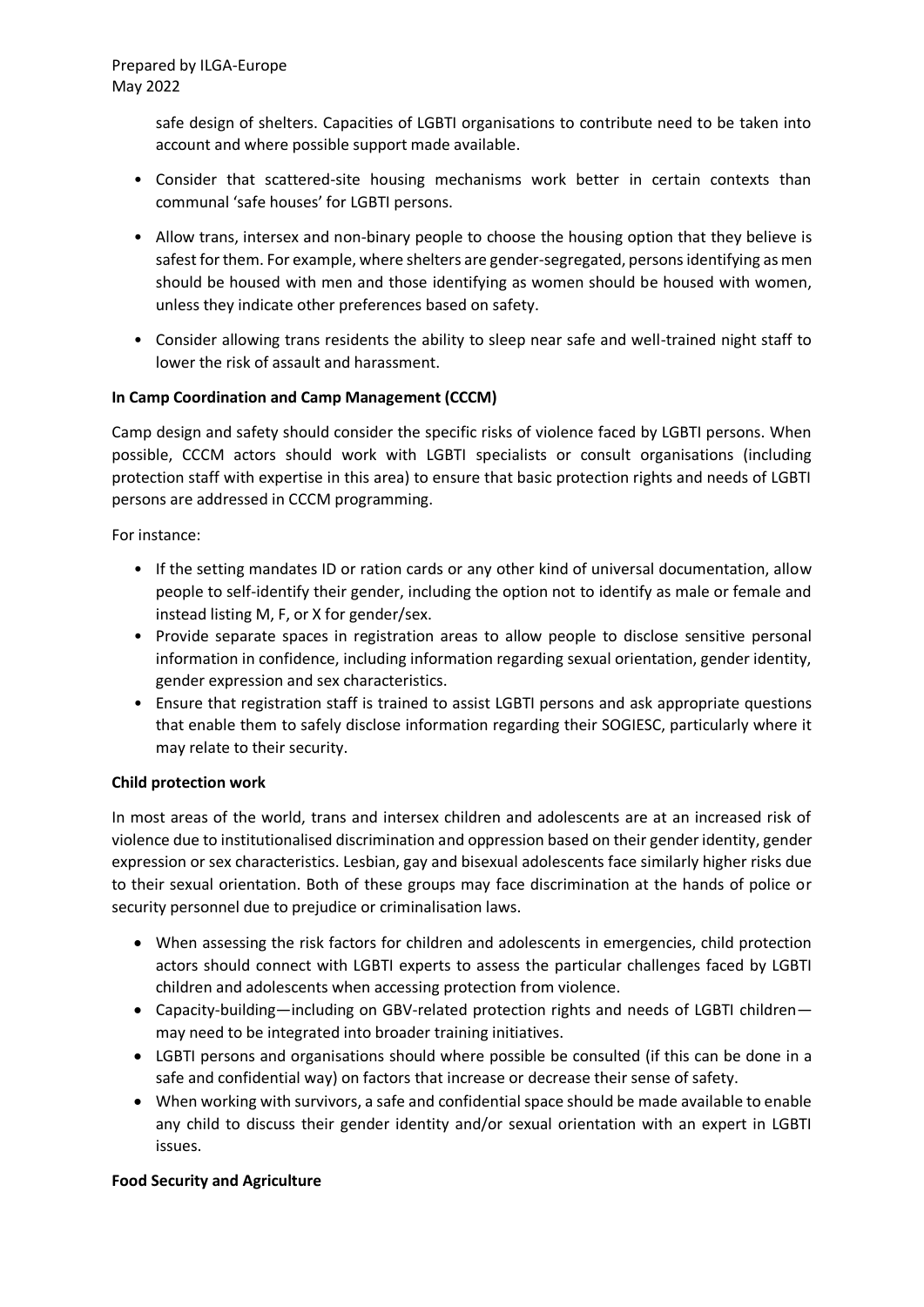safe design of shelters. Capacities of LGBTI organisations to contribute need to be taken into account and where possible support made available.

- Consider that scattered-site housing mechanisms work better in certain contexts than communal 'safe houses' for LGBTI persons.
- Allow trans, intersex and non-binary people to choose the housing option that they believe is safest for them. For example, where shelters are gender-segregated, persons identifying as men should be housed with men and those identifying as women should be housed with women, unless they indicate other preferences based on safety.
- Consider allowing trans residents the ability to sleep near safe and well-trained night staff to lower the risk of assault and harassment.

**In Camp Coordination and Camp Management (CCCM)**

Camp design and safety should consider the specific risks of violence faced by LGBTI persons. When possible, CCCM actors should work with LGBTI specialists or consult organisations (including protection staff with expertise in this area) to ensure that basic protection rights and needs of LGBTI persons are addressed in CCCM programming.

For instance:

- If the setting mandates ID or ration cards or any other kind of universal documentation, allow people to self-identify their gender, including the option not to identify as male or female and instead listing M, F, or X for gender/sex.
- Provide separate spaces in registration areas to allow people to disclose sensitive personal information in confidence, including information regarding sexual orientation, gender identity, gender expression and sex characteristics.
- Ensure that registration staff is trained to assist LGBTI persons and ask appropriate questions that enable them to safely disclose information regarding their SOGIESC, particularly where it may relate to their security.

**Child protection work**

In most areas of the world, trans and intersex children and adolescents are at an increased risk of violence due to institutionalised discrimination and oppression based on their gender identity, gender expression or sex characteristics. Lesbian, gay and bisexual adolescents face similarly higher risks due to their sexual orientation. Both of these groups may face discrimination at the hands of police or security personnel due to prejudice or criminalisation laws.

- When assessing the risk factors for children and adolescents in emergencies, child protection actors should connect with LGBTI experts to assess the particular challenges faced by LGBTI children and adolescents when accessing protection from violence.
- Capacity-building—including on GBV-related protection rights and needs of LGBTI children—may need to be integrated into broader training initiatives.
- LGBTI persons and organisations should where possible be consulted (if this can be done in a safe and confidential way) on factors that increase or decrease their sense of safety.
- When working with survivors, a safe and confidential space should be made available to enable any child to discuss their gender identity and/or sexual orientation with an expert in LGBTI issues.

**Food Security and Agriculture**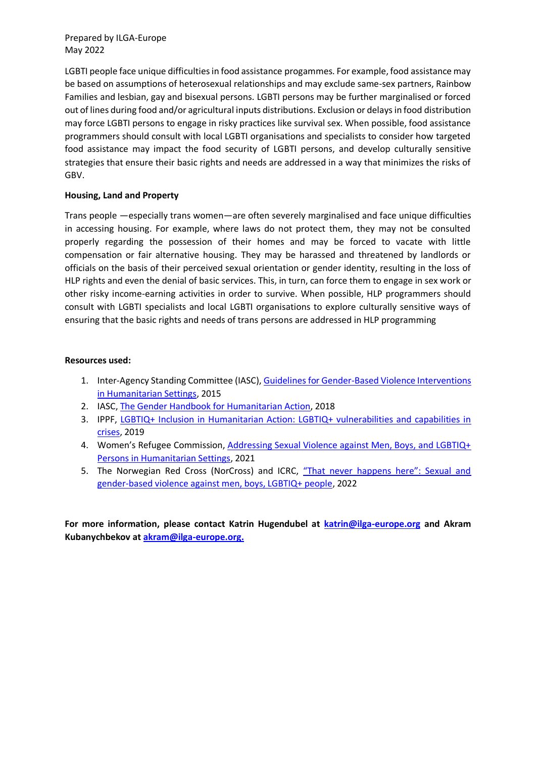Prepared by ILGA-Europe
May 2022

LGBTI people face unique difficulties in food assistance progammes. For example, food assistance may be based on assumptions of heterosexual relationships and may exclude same-sex partners, Rainbow Families and lesbian, gay and bisexual persons. LGBTI persons may be further marginalised or forced out of lines during food and/or agricultural inputs distributions. Exclusion or delays in food distribution may force LGBTI persons to engage in risky practices like survival sex. When possible, food assistance programmers should consult with local LGBTI organisations and specialists to consider how targeted food assistance may impact the food security of LGBTI persons, and develop culturally sensitive strategies that ensure their basic rights and needs are addressed in a way that minimizes the risks of GBV.

**Housing, Land and Property**

Trans people —especially trans women—are often severely marginalised and face unique difficulties in accessing housing. For example, where laws do not protect them, they may not be consulted properly regarding the possession of their homes and may be forced to vacate with little compensation or fair alternative housing. They may be harassed and threatened by landlords or officials on the basis of their perceived sexual orientation or gender identity, resulting in the loss of HLP rights and even the denial of basic services. This, in turn, can force them to engage in sex work or other risky income-earning activities in order to survive. When possible, HLP programmers should consult with LGBTI specialists and local LGBTI organisations to explore culturally sensitive ways of ensuring that the basic rights and needs of trans persons are addressed in HLP programming

**Resources used:**

1. Inter-Agency Standing Committee (IASC), Guidelines for Gender-Based Violence Interventions in Humanitarian Settings, 2015
2. IASC, The Gender Handbook for Humanitarian Action, 2018
3. IPPF, LGBTIQ+ Inclusion in Humanitarian Action: LGBTIQ+ vulnerabilities and capabilities in crises, 2019
4. Women's Refugee Commission, Addressing Sexual Violence against Men, Boys, and LGBTIQ+ Persons in Humanitarian Settings, 2021
5. The Norwegian Red Cross (NorCross) and ICRC, "That never happens here": Sexual and gender-based violence against men, boys, LGBTIQ+ people, 2022

**For more information, please contact Katrin Hugendubel at katrin@ilga-europe.org and Akram Kubanychbekov at akram@ilga-europe.org.**